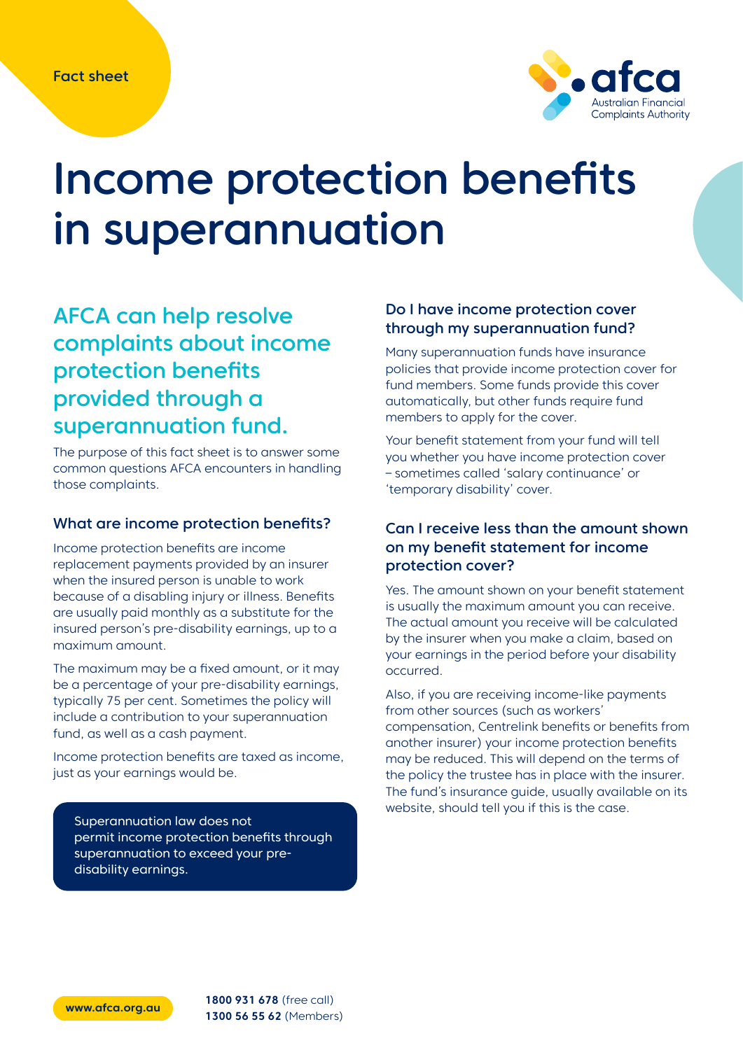Fact sheet

# Income protection benefits in superannuation

## AFCA can help resolve complaints about income protection benefits provided through a superannuation fund.

The purpose of this fact sheet is to answer some common questions AFCA encounters in handling those complaints.

### What are income protection benefits?

Income protection benefits are income replacement payments provided by an insurer when the insured person is unable to work because of a disabling injury or illness. Benefits are usually paid monthly as a substitute for the insured person's pre-disability earnings, up to a maximum amount.

The maximum may be a fixed amount, or it may be a percentage of your pre-disability earnings, typically 75 per cent. Sometimes the policy will include a contribution to your superannuation fund, as well as a cash payment.

Income protection benefits are taxed as income, just as your earnings would be.

> Superannuation law does not permit income protection benefits through superannuation to exceed your pre-disability earnings.

### Do I have income protection cover through my superannuation fund?

Many superannuation funds have insurance policies that provide income protection cover for fund members. Some funds provide this cover automatically, but other funds require fund members to apply for the cover.

Your benefit statement from your fund will tell you whether you have income protection cover – sometimes called 'salary continuance' or 'temporary disability' cover.

### Can I receive less than the amount shown on my benefit statement for income protection cover?

Yes. The amount shown on your benefit statement is usually the maximum amount you can receive. The actual amount you receive will be calculated by the insurer when you make a claim, based on your earnings in the period before your disability occurred.

Also, if you are receiving income-like payments from other sources (such as workers' compensation, Centrelink benefits or benefits from another insurer) your income protection benefits may be reduced. This will depend on the terms of the policy the trustee has in place with the insurer. The fund's insurance guide, usually available on its website, should tell you if this is the case.

www.afca.org.au

**1800 931 678** (free call)
**1300 56 55 62** (Members)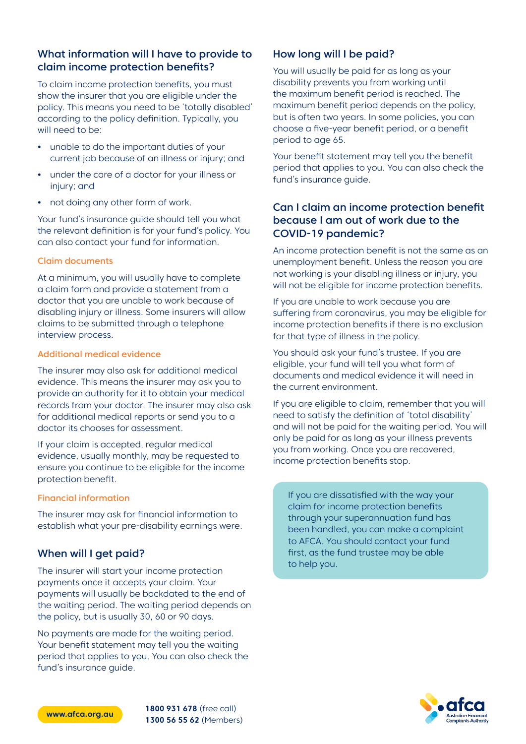## What information will I have to provide to claim income protection benefits?

To claim income protection benefits, you must show the insurer that you are eligible under the policy. This means you need to be 'totally disabled' according to the policy definition. Typically, you will need to be:

- unable to do the important duties of your current job because of an illness or injury; and
- under the care of a doctor for your illness or injury; and
- not doing any other form of work.

Your fund's insurance guide should tell you what the relevant definition is for your fund's policy. You can also contact your fund for information.

### Claim documents

At a minimum, you will usually have to complete a claim form and provide a statement from a doctor that you are unable to work because of disabling injury or illness. Some insurers will allow claims to be submitted through a telephone interview process.

### Additional medical evidence

The insurer may also ask for additional medical evidence. This means the insurer may ask you to provide an authority for it to obtain your medical records from your doctor. The insurer may also ask for additional medical reports or send you to a doctor its chooses for assessment.

If your claim is accepted, regular medical evidence, usually monthly, may be requested to ensure you continue to be eligible for the income protection benefit.

### Financial information

The insurer may ask for financial information to establish what your pre-disability earnings were.

## When will I get paid?

The insurer will start your income protection payments once it accepts your claim. Your payments will usually be backdated to the end of the waiting period. The waiting period depends on the policy, but is usually 30, 60 or 90 days.

No payments are made for the waiting period. Your benefit statement may tell you the waiting period that applies to you. You can also check the fund's insurance guide.

## How long will I be paid?

You will usually be paid for as long as your disability prevents you from working until the maximum benefit period is reached. The maximum benefit period depends on the policy, but is often two years. In some policies, you can choose a five-year benefit period, or a benefit period to age 65.

Your benefit statement may tell you the benefit period that applies to you. You can also check the fund's insurance guide.

## Can I claim an income protection benefit because I am out of work due to the COVID-19 pandemic?

An income protection benefit is not the same as an unemployment benefit. Unless the reason you are not working is your disabling illness or injury, you will not be eligible for income protection benefits.

If you are unable to work because you are suffering from coronavirus, you may be eligible for income protection benefits if there is no exclusion for that type of illness in the policy.

You should ask your fund's trustee. If you are eligible, your fund will tell you what form of documents and medical evidence it will need in the current environment.

If you are eligible to claim, remember that you will need to satisfy the definition of 'total disability' and will not be paid for the waiting period. You will only be paid for as long as your illness prevents you from working. Once you are recovered, income protection benefits stop.

If you are dissatisfied with the way your claim for income protection benefits through your superannuation fund has been handled, you can make a complaint to AFCA. You should contact your fund first, as the fund trustee may be able to help you.

www.afca.org.au

**1800 931 678** (free call)
**1300 56 55 62** (Members)

afca Australian Financial Complaints Authority